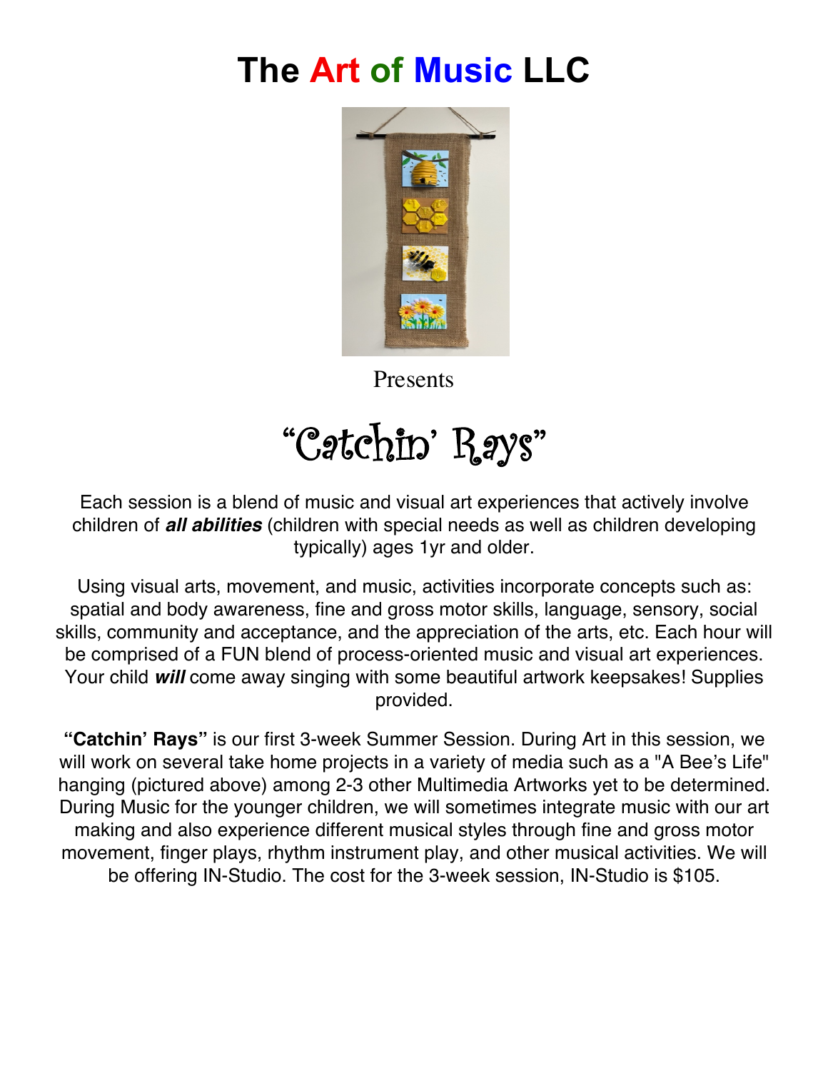# The Art of Music LLC

Presents

# "Catchin' Rays"

Each session is a blend of music and visual art experiences that actively involve children of ***all abilities*** (children with special needs as well as children developing typically) ages 1yr and older.

Using visual arts, movement, and music, activities incorporate concepts such as: spatial and body awareness, fine and gross motor skills, language, sensory, social skills, community and acceptance, and the appreciation of the arts, etc. Each hour will be comprised of a FUN blend of process-oriented music and visual art experiences. Your child ***will*** come away singing with some beautiful artwork keepsakes! Supplies provided.

**"Catchin' Rays"** is our first 3-week Summer Session. During Art in this session, we will work on several take home projects in a variety of media such as a "A Bee's Life" hanging (pictured above) among 2-3 other Multimedia Artworks yet to be determined. During Music for the younger children, we will sometimes integrate music with our art making and also experience different musical styles through fine and gross motor movement, finger plays, rhythm instrument play, and other musical activities. We will be offering IN-Studio. The cost for the 3-week session, IN-Studio is $105.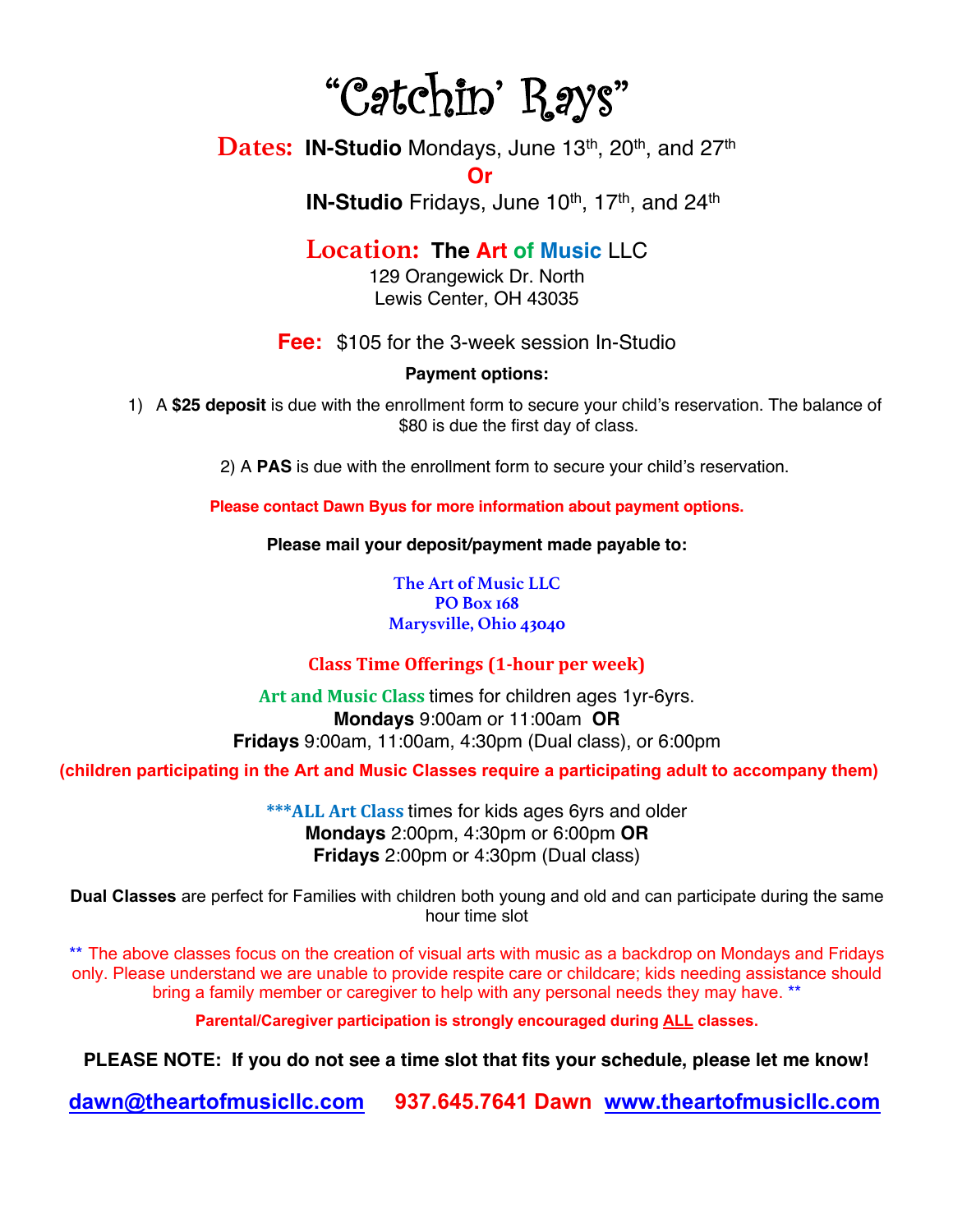# "Catchin' Rays"

**Dates:** **IN-Studio** Mondays, June 13th, 20th, and 27th

**Or**

**IN-Studio** Fridays, June 10th, 17th, and 24th

**Location:** **The Art of Music** LLC
129 Orangewick Dr. North
Lewis Center, OH 43035

**Fee:** $105 for the 3-week session In-Studio

**Payment options:**

1) A **$25 deposit** is due with the enrollment form to secure your child's reservation. The balance of $80 is due the first day of class.

2) A **PAS** is due with the enrollment form to secure your child's reservation.

**Please contact Dawn Byus for more information about payment options.**

**Please mail your deposit/payment made payable to:**

**The Art of Music LLC**
**PO Box 168**
**Marysville, Ohio 43040**

**Class Time Offerings (1-hour per week)**

**Art and Music Class** times for children ages 1yr-6yrs.
**Mondays** 9:00am or 11:00am **OR**
**Fridays** 9:00am, 11:00am, 4:30pm (Dual class), or 6:00pm

**(children participating in the Art and Music Classes require a participating adult to accompany them)**

**\*\*\*ALL Art Class** times for kids ages 6yrs and older
**Mondays** 2:00pm, 4:30pm or 6:00pm **OR**
**Fridays** 2:00pm or 4:30pm (Dual class)

**Dual Classes** are perfect for Families with children both young and old and can participate during the same hour time slot

** The above classes focus on the creation of visual arts with music as a backdrop on Mondays and Fridays only. Please understand we are unable to provide respite care or childcare; kids needing assistance should bring a family member or caregiver to help with any personal needs they may have. **

**Parental/Caregiver participation is strongly encouraged during ALL classes.**

**PLEASE NOTE: If you do not see a time slot that fits your schedule, please let me know!**

**dawn@theartofmusicllc.com** **937.645.7641 Dawn** **www.theartofmusicllc.com**